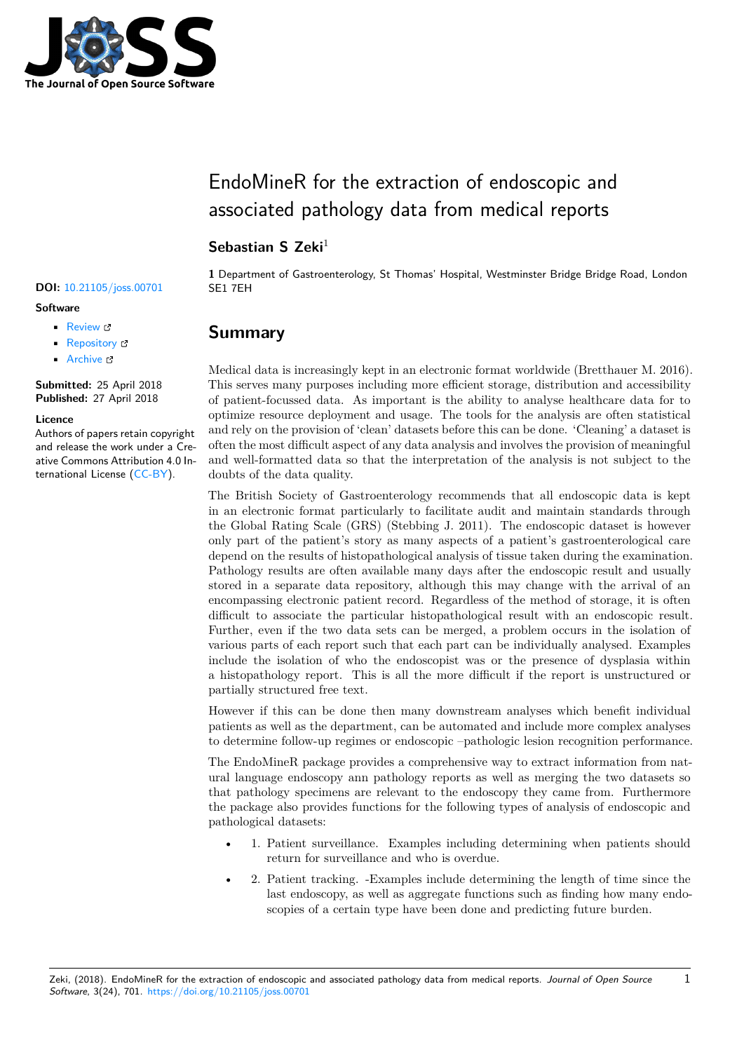# EndoMineR for the extraction of endoscopic and associated pathology data from medical reports

**Sebastian S Zeki**[1]

**1** Department of Gastroenterology, St Thomas' Hospital, Westminster Bridge Bridge Road, London SE1 7EH

**DOI:** 10.21105/joss.00701

**Software**

- Review
- Repository
- Archive

**Submitted:** 25 April 2018
**Published:** 27 April 2018

**Licence**

Authors of papers retain copyright and release the work under a Creative Commons Attribution 4.0 International License (CC-BY).

## Summary

Medical data is increasingly kept in an electronic format worldwide (Bretthauer M. 2016). This serves many purposes including more efficient storage, distribution and accessibility of patient-focussed data. As important is the ability to analyse healthcare data for to optimize resource deployment and usage. The tools for the analysis are often statistical and rely on the provision of 'clean' datasets before this can be done. 'Cleaning' a dataset is often the most difficult aspect of any data analysis and involves the provision of meaningful and well-formatted data so that the interpretation of the analysis is not subject to the doubts of the data quality.

The British Society of Gastroenterology recommends that all endoscopic data is kept in an electronic format particularly to facilitate audit and maintain standards through the Global Rating Scale (GRS) (Stebbing J. 2011). The endoscopic dataset is however only part of the patient's story as many aspects of a patient's gastroenterological care depend on the results of histopathological analysis of tissue taken during the examination. Pathology results are often available many days after the endoscopic result and usually stored in a separate data repository, although this may change with the arrival of an encompassing electronic patient record. Regardless of the method of storage, it is often difficult to associate the particular histopathological result with an endoscopic result. Further, even if the two data sets can be merged, a problem occurs in the isolation of various parts of each report such that each part can be individually analysed. Examples include the isolation of who the endoscopist was or the presence of dysplasia within a histopathology report. This is all the more difficult if the report is unstructured or partially structured free text.

However if this can be done then many downstream analyses which benefit individual patients as well as the department, can be automated and include more complex analyses to determine follow-up regimes or endoscopic –pathologic lesion recognition performance.

The EndoMineR package provides a comprehensive way to extract information from natural language endoscopy ann pathology reports as well as merging the two datasets so that pathology specimens are relevant to the endoscopy they came from. Furthermore the package also provides functions for the following types of analysis of endoscopic and pathological datasets:

- 1. Patient surveillance. Examples including determining when patients should return for surveillance and who is overdue.
- 2. Patient tracking. -Examples include determining the length of time since the last endoscopy, as well as aggregate functions such as finding how many endoscopies of a certain type have been done and predicting future burden.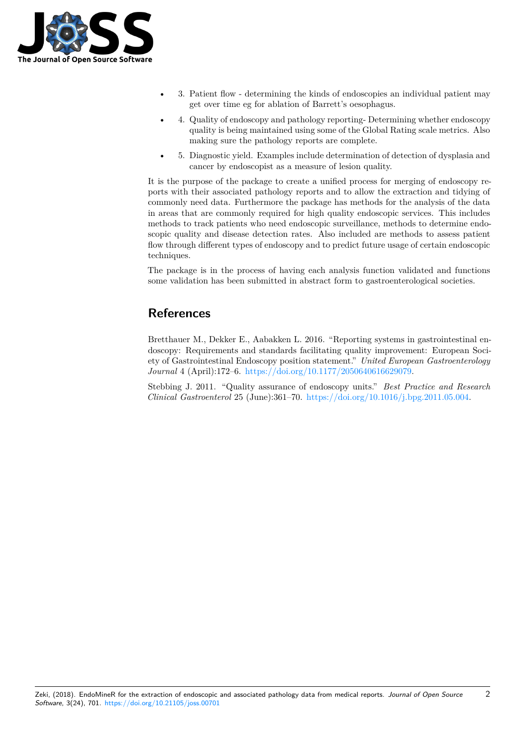- 3. Patient flow - determining the kinds of endoscopies an individual patient may get over time eg for ablation of Barrett's oesophagus.
- 4. Quality of endoscopy and pathology reporting- Determining whether endoscopy quality is being maintained using some of the Global Rating scale metrics. Also making sure the pathology reports are complete.
- 5. Diagnostic yield. Examples include determination of detection of dysplasia and cancer by endoscopist as a measure of lesion quality.

It is the purpose of the package to create a unified process for merging of endoscopy reports with their associated pathology reports and to allow the extraction and tidying of commonly need data. Furthermore the package has methods for the analysis of the data in areas that are commonly required for high quality endoscopic services. This includes methods to track patients who need endoscopic surveillance, methods to determine endoscopic quality and disease detection rates. Also included are methods to assess patient flow through different types of endoscopy and to predict future usage of certain endoscopic techniques.

The package is in the process of having each analysis function validated and functions some validation has been submitted in abstract form to gastroenterological societies.

## References

Bretthauer M., Dekker E., Aabakken L. 2016. "Reporting systems in gastrointestinal endoscopy: Requirements and standards facilitating quality improvement: European Society of Gastrointestinal Endoscopy position statement." *United European Gastroenterology Journal* 4 (April):172–6. https://doi.org/10.1177/2050640616629079.

Stebbing J. 2011. "Quality assurance of endoscopy units." *Best Practice and Research Clinical Gastroenterol* 25 (June):361–70. https://doi.org/10.1016/j.bpg.2011.05.004.